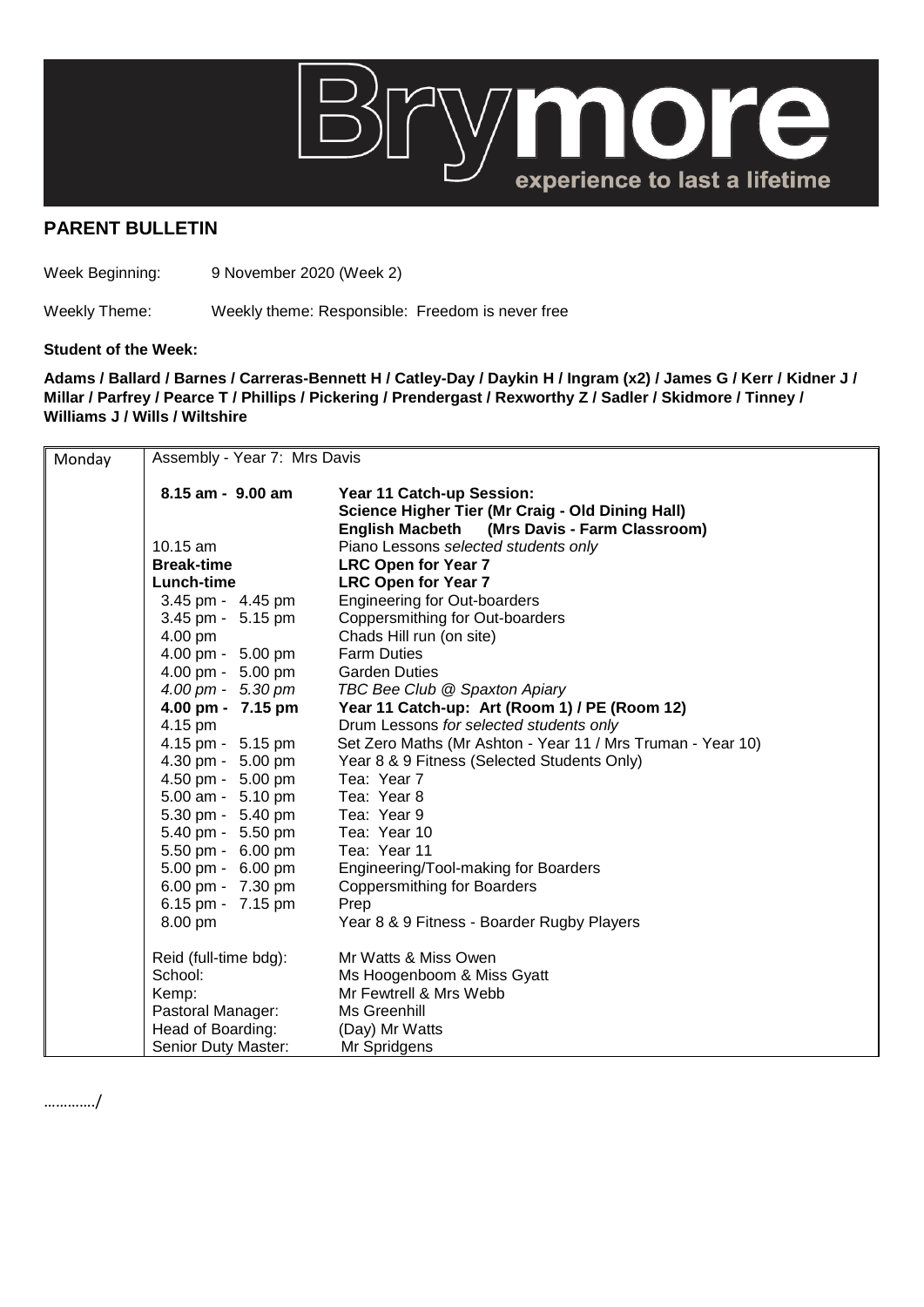Brymore — experience to last a lifetime

## PARENT BULLETIN

Week Beginning: 9 November 2020 (Week 2)

Weekly Theme: Weekly theme: Responsible: Freedom is never free

**Student of the Week:**

**Adams / Ballard / Barnes / Carreras-Bennett H / Catley-Day / Daykin H / Ingram (x2) / James G / Kerr / Kidner J / Millar / Parfrey / Pearce T / Phillips / Pickering / Prendergast / Rexworthy Z / Sadler / Skidmore / Tinney / Williams J / Wills / Wiltshire**

| Monday | Assembly - Year 7: Mrs Davis | |
|---|---|---|
| | **8.15 am - 9.00 am** | **Year 11 Catch-up Session:** |
| | | **Science Higher Tier (Mr Craig - Old Dining Hall)** |
| | | **English Macbeth (Mrs Davis - Farm Classroom)** |
| | 10.15 am | Piano Lessons *selected students only* |
| | **Break-time** | **LRC Open for Year 7** |
| | **Lunch-time** | **LRC Open for Year 7** |
| | 3.45 pm - 4.45 pm | Engineering for Out-boarders |
| | 3.45 pm - 5.15 pm | Coppersmithing for Out-boarders |
| | 4.00 pm | Chads Hill run (on site) |
| | 4.00 pm - 5.00 pm | Farm Duties |
| | 4.00 pm - 5.00 pm | Garden Duties |
| | *4.00 pm - 5.30 pm* | *TBC Bee Club @ Spaxton Apiary* |
| | **4.00 pm - 7.15 pm** | **Year 11 Catch-up: Art (Room 1) / PE (Room 12)** |
| | 4.15 pm | Drum Lessons *for selected students only* |
| | 4.15 pm - 5.15 pm | Set Zero Maths (Mr Ashton - Year 11 / Mrs Truman - Year 10) |
| | 4.30 pm - 5.00 pm | Year 8 & 9 Fitness (Selected Students Only) |
| | 4.50 pm - 5.00 pm | Tea: Year 7 |
| | 5.00 am - 5.10 pm | Tea: Year 8 |
| | 5.30 pm - 5.40 pm | Tea: Year 9 |
| | 5.40 pm - 5.50 pm | Tea: Year 10 |
| | 5.50 pm - 6.00 pm | Tea: Year 11 |
| | 5.00 pm - 6.00 pm | Engineering/Tool-making for Boarders |
| | 6.00 pm - 7.30 pm | Coppersmithing for Boarders |
| | 6.15 pm - 7.15 pm | Prep |
| | 8.00 pm | Year 8 & 9 Fitness - Boarder Rugby Players |
| | Reid (full-time bdg): | Mr Watts & Miss Owen |
| | School: | Ms Hoogenboom & Miss Gyatt |
| | Kemp: | Mr Fewtrell & Mrs Webb |
| | Pastoral Manager: | Ms Greenhill |
| | Head of Boarding: | (Day) Mr Watts |
| | Senior Duty Master: | Mr Spridgens |

…………/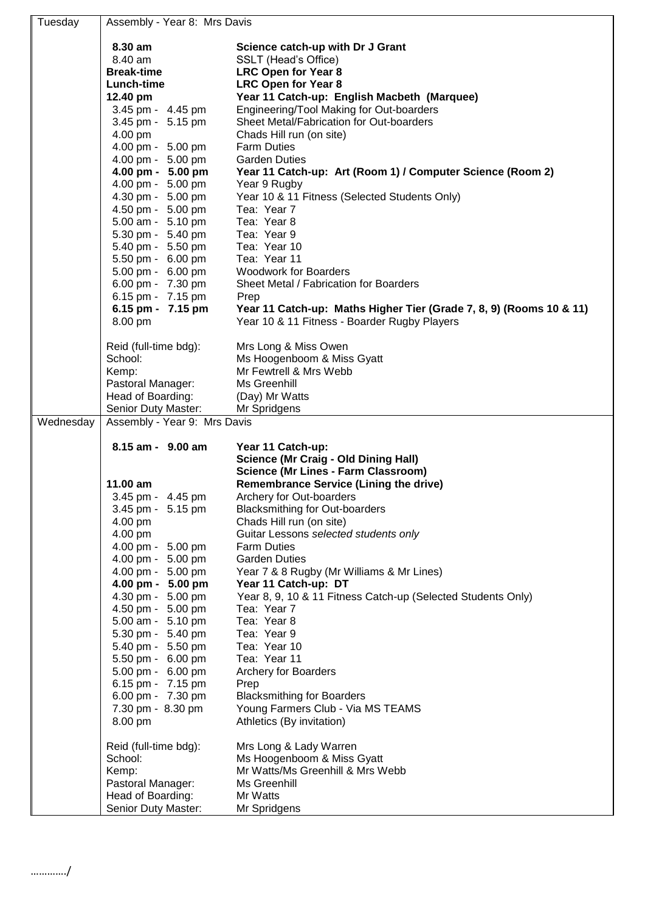| Day | Details | |
|---|---|---|
| Tuesday | Assembly - Year 8: Mrs Davis | |
| | **8.30 am** | **Science catch-up with Dr J Grant** |
| | 8.40 am | SSLT (Head's Office) |
| | **Break-time** | **LRC Open for Year 8** |
| | **Lunch-time** | **LRC Open for Year 8** |
| | **12.40 pm** | **Year 11 Catch-up: English Macbeth (Marquee)** |
| | 3.45 pm - 4.45 pm | Engineering/Tool Making for Out-boarders |
| | 3.45 pm - 5.15 pm | Sheet Metal/Fabrication for Out-boarders |
| | 4.00 pm | Chads Hill run (on site) |
| | 4.00 pm - 5.00 pm | Farm Duties |
| | 4.00 pm - 5.00 pm | Garden Duties |
| | **4.00 pm - 5.00 pm** | **Year 11 Catch-up: Art (Room 1) / Computer Science (Room 2)** |
| | 4.00 pm - 5.00 pm | Year 9 Rugby |
| | 4.30 pm - 5.00 pm | Year 10 & 11 Fitness (Selected Students Only) |
| | 4.50 pm - 5.00 pm | Tea: Year 7 |
| | 5.00 am - 5.10 pm | Tea: Year 8 |
| | 5.30 pm - 5.40 pm | Tea: Year 9 |
| | 5.40 pm - 5.50 pm | Tea: Year 10 |
| | 5.50 pm - 6.00 pm | Tea: Year 11 |
| | 5.00 pm - 6.00 pm | Woodwork for Boarders |
| | 6.00 pm - 7.30 pm | Sheet Metal / Fabrication for Boarders |
| | 6.15 pm - 7.15 pm | Prep |
| | **6.15 pm - 7.15 pm** | **Year 11 Catch-up: Maths Higher Tier (Grade 7, 8, 9) (Rooms 10 & 11)** |
| | 8.00 pm | Year 10 & 11 Fitness - Boarder Rugby Players |
| | Reid (full-time bdg): | Mrs Long & Miss Owen |
| | School: | Ms Hoogenboom & Miss Gyatt |
| | Kemp: | Mr Fewtrell & Mrs Webb |
| | Pastoral Manager: | Ms Greenhill |
| | Head of Boarding: | (Day) Mr Watts |
| | Senior Duty Master: | Mr Spridgens |
| Wednesday | Assembly - Year 9: Mrs Davis | |
| | **8.15 am - 9.00 am** | **Year 11 Catch-up:**<br>**Science (Mr Craig - Old Dining Hall)**<br>**Science (Mr Lines - Farm Classroom)** |
| | **11.00 am** | **Remembrance Service (Lining the drive)** |
| | 3.45 pm - 4.45 pm | Archery for Out-boarders |
| | 3.45 pm - 5.15 pm | Blacksmithing for Out-boarders |
| | 4.00 pm | Chads Hill run (on site) |
| | 4.00 pm | Guitar Lessons *selected students only* |
| | 4.00 pm - 5.00 pm | Farm Duties |
| | 4.00 pm - 5.00 pm | Garden Duties |
| | 4.00 pm - 5.00 pm | Year 7 & 8 Rugby (Mr Williams & Mr Lines) |
| | **4.00 pm - 5.00 pm** | **Year 11 Catch-up: DT** |
| | 4.30 pm - 5.00 pm | Year 8, 9, 10 & 11 Fitness Catch-up (Selected Students Only) |
| | 4.50 pm - 5.00 pm | Tea: Year 7 |
| | 5.00 am - 5.10 pm | Tea: Year 8 |
| | 5.30 pm - 5.40 pm | Tea: Year 9 |
| | 5.40 pm - 5.50 pm | Tea: Year 10 |
| | 5.50 pm - 6.00 pm | Tea: Year 11 |
| | 5.00 pm - 6.00 pm | Archery for Boarders |
| | 6.15 pm - 7.15 pm | Prep |
| | 6.00 pm - 7.30 pm | Blacksmithing for Boarders |
| | 7.30 pm - 8.30 pm | Young Farmers Club - Via MS TEAMS |
| | 8.00 pm | Athletics (By invitation) |
| | Reid (full-time bdg): | Mrs Long & Lady Warren |
| | School: | Ms Hoogenboom & Miss Gyatt |
| | Kemp: | Mr Watts/Ms Greenhill & Mrs Webb |
| | Pastoral Manager: | Ms Greenhill |
| | Head of Boarding: | Mr Watts |
| | Senior Duty Master: | Mr Spridgens |

…………/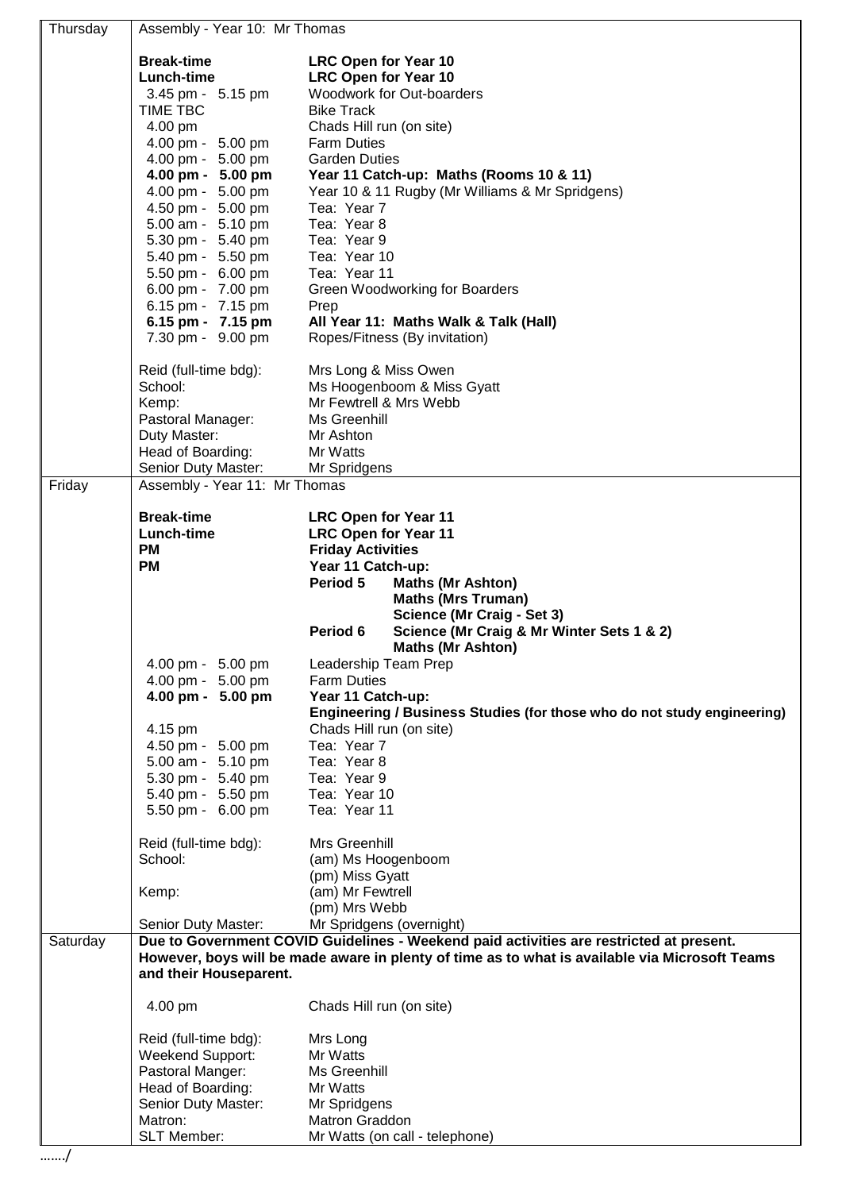| Day | Details | |
|---|---|---|
| Thursday | Assembly - Year 10: Mr Thomas | |
| | **Break-time** | **LRC Open for Year 10** |
| | **Lunch-time** | **LRC Open for Year 10** |
| | 3.45 pm - 5.15 pm | Woodwork for Out-boarders |
| | TIME TBC | Bike Track |
| | 4.00 pm | Chads Hill run (on site) |
| | 4.00 pm - 5.00 pm | Farm Duties |
| | 4.00 pm - 5.00 pm | Garden Duties |
| | **4.00 pm - 5.00 pm** | **Year 11 Catch-up: Maths (Rooms 10 & 11)** |
| | 4.00 pm - 5.00 pm | Year 10 & 11 Rugby (Mr Williams & Mr Spridgens) |
| | 4.50 pm - 5.00 pm | Tea: Year 7 |
| | 5.00 am - 5.10 pm | Tea: Year 8 |
| | 5.30 pm - 5.40 pm | Tea: Year 9 |
| | 5.40 pm - 5.50 pm | Tea: Year 10 |
| | 5.50 pm - 6.00 pm | Tea: Year 11 |
| | 6.00 pm - 7.00 pm | Green Woodworking for Boarders |
| | 6.15 pm - 7.15 pm | Prep |
| | **6.15 pm - 7.15 pm** | **All Year 11: Maths Walk & Talk (Hall)** |
| | 7.30 pm - 9.00 pm | Ropes/Fitness (By invitation) |
| | Reid (full-time bdg): | Mrs Long & Miss Owen |
| | School: | Ms Hoogenboom & Miss Gyatt |
| | Kemp: | Mr Fewtrell & Mrs Webb |
| | Pastoral Manager: | Ms Greenhill |
| | Duty Master: | Mr Ashton |
| | Head of Boarding: | Mr Watts |
| | Senior Duty Master: | Mr Spridgens |
| Friday | Assembly - Year 11: Mr Thomas | |
| | **Break-time** | **LRC Open for Year 11** |
| | **Lunch-time** | **LRC Open for Year 11** |
| | **PM** | **Friday Activities** |
| | **PM** | **Year 11 Catch-up:** |
| | | **Period 5** **Maths (Mr Ashton)** |
| | | **Maths (Mrs Truman)** |
| | | **Science (Mr Craig - Set 3)** |
| | | **Period 6** **Science (Mr Craig & Mr Winter Sets 1 & 2)** |
| | | **Maths (Mr Ashton)** |
| | 4.00 pm - 5.00 pm | Leadership Team Prep |
| | 4.00 pm - 5.00 pm | Farm Duties |
| | **4.00 pm - 5.00 pm** | **Year 11 Catch-up:** |
| | | **Engineering / Business Studies (for those who do not study engineering)** |
| | 4.15 pm | Chads Hill run (on site) |
| | 4.50 pm - 5.00 pm | Tea: Year 7 |
| | 5.00 am - 5.10 pm | Tea: Year 8 |
| | 5.30 pm - 5.40 pm | Tea: Year 9 |
| | 5.40 pm - 5.50 pm | Tea: Year 10 |
| | 5.50 pm - 6.00 pm | Tea: Year 11 |
| | Reid (full-time bdg): | Mrs Greenhill |
| | School: | (am) Ms Hoogenboom |
| | | (pm) Miss Gyatt |
| | Kemp: | (am) Mr Fewtrell |
| | | (pm) Mrs Webb |
| | Senior Duty Master: | Mr Spridgens (overnight) |
| Saturday | **Due to Government COVID Guidelines - Weekend paid activities are restricted at present. However, boys will be made aware in plenty of time as to what is available via Microsoft Teams and their Houseparent.** | |
| | 4.00 pm | Chads Hill run (on site) |
| | Reid (full-time bdg): | Mrs Long |
| | Weekend Support: | Mr Watts |
| | Pastoral Manger: | Ms Greenhill |
| | Head of Boarding: | Mr Watts |
| | Senior Duty Master: | Mr Spridgens |
| | Matron: | Matron Graddon |
| | SLT Member: | Mr Watts (on call - telephone) |

……./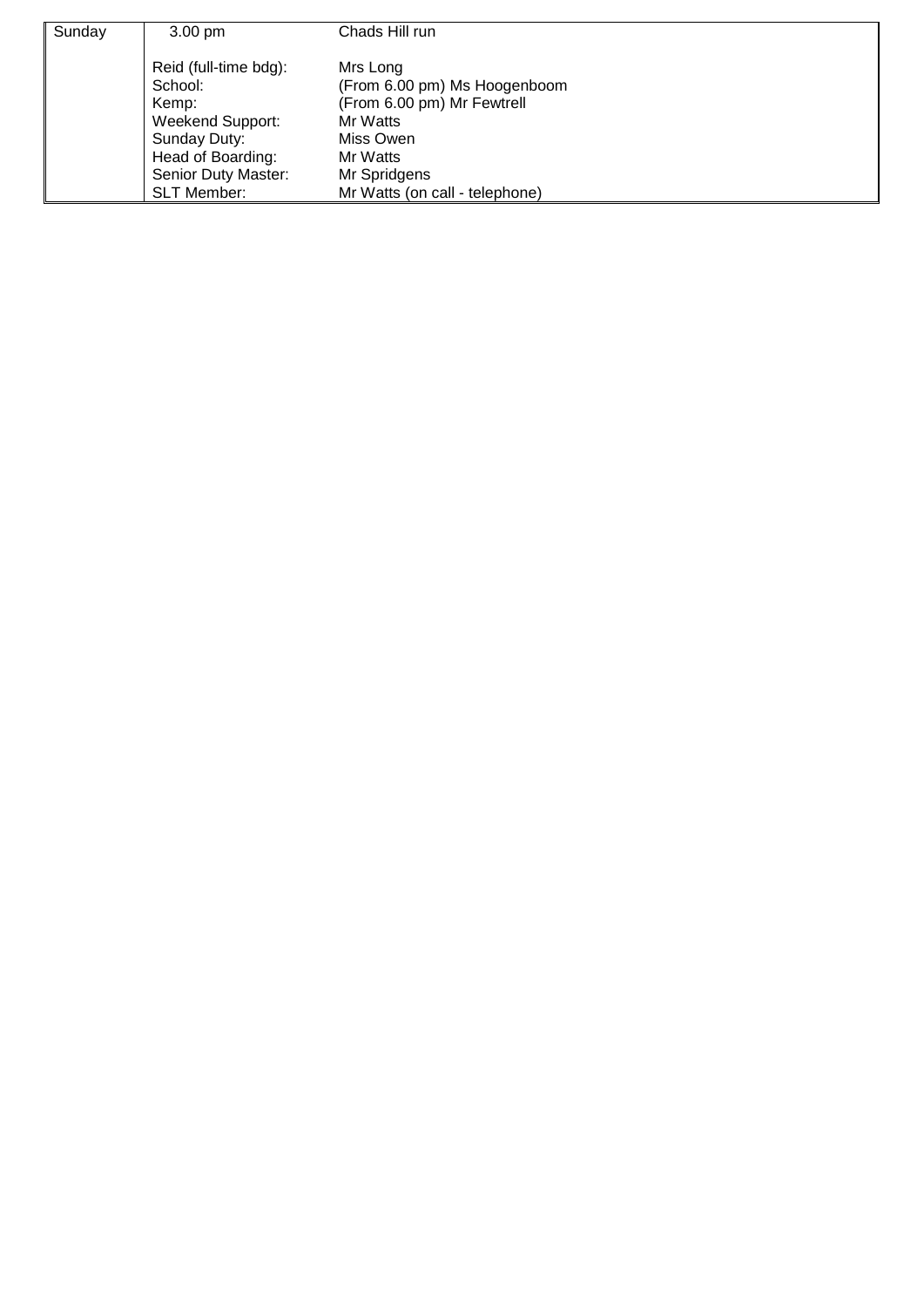| | | |
|---|---|---|
| Sunday | 3.00 pm | Chads Hill run |
| | Reid (full-time bdg): | Mrs Long |
| | School: | (From 6.00 pm) Ms Hoogenboom |
| | Kemp: | (From 6.00 pm) Mr Fewtrell |
| | Weekend Support: | Mr Watts |
| | Sunday Duty: | Miss Owen |
| | Head of Boarding: | Mr Watts |
| | Senior Duty Master: | Mr Spridgens |
| | SLT Member: | Mr Watts (on call - telephone) |